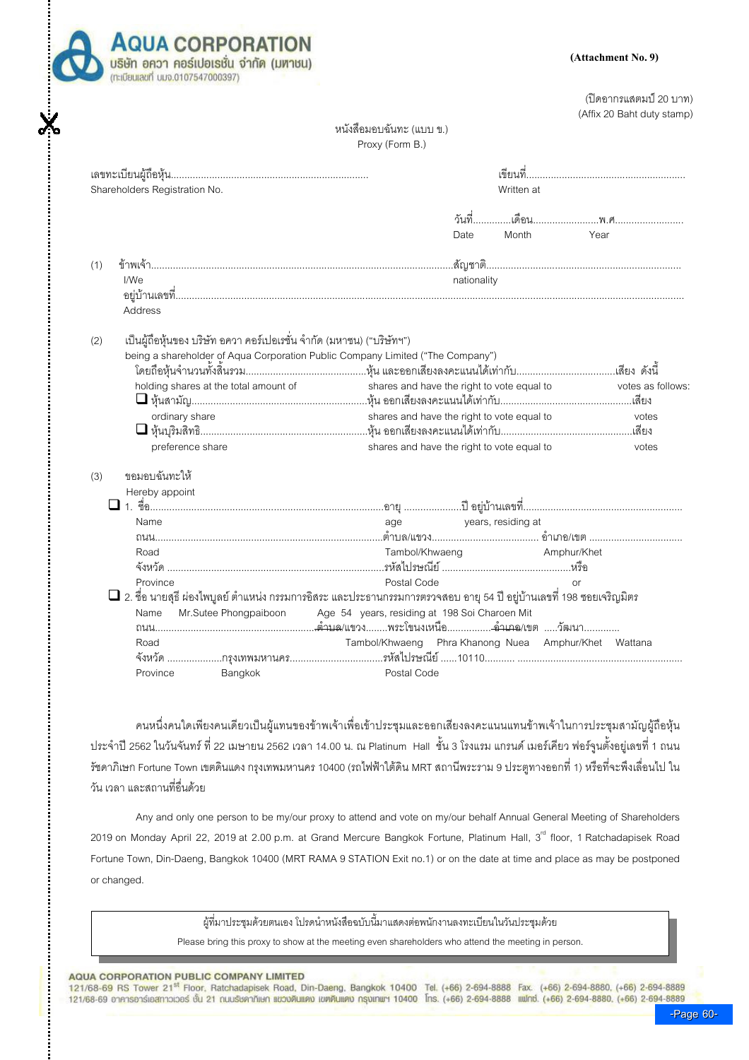**AQUA CORPORATION**
บริษัท อควา คอร์เปอเรชั่น จำกัด (มหาชน)
(ทะเบียนเลขที่ บมจ.0107547000397)

**(Attachment No. 9)**

(ปิดอากรแสตมป์ 20 บาท)
(Affix 20 Baht duty stamp)

หนังสือมอบฉันทะ (แบบ ข.)
Proxy (Form B.)

เลขทะเบียนผู้ถือหุ้น.......................................................................
Shareholders Registration No.

เขียนที่..........................................................
Written at

วันที่.............เดือน........................พ.ศ.........................
Date Month Year

(1) ข้าพเจ้า..........................................................................................................สัญชาติ.....................................................................
I/We nationality
อยู่บ้านเลขที่..................................................................................................................................................................................
Address

(2) เป็นผู้ถือหุ้นของ บริษัท อควา คอร์เปอเรชั่น จำกัด (มหาชน) ("บริษัทฯ")
being a shareholder of Aqua Corporation Public Company Limited ("The Company")
โดยถือหุ้นจำนวนทั้งสิ้นรวม............................................หุ้น และออกเสียงลงคะแนนได้เท่ากับ....................................เสียง ดังนี้
holding shares at the total amount of shares and have the right to vote equal to votes as follows:
❑ หุ้นสามัญ................................................................หุ้น ออกเสียงลงคะแนนได้เท่ากับ................................................เสียง
ordinary share shares and have the right to vote equal to votes
❑ หุ้นบุริมสิทธิ............................................................หุ้น ออกเสียงลงคะแนนได้เท่ากับ................................................เสียง
preference share shares and have the right to vote equal to votes

(3) ขอมอบฉันทะให้
Hereby appoint
❑ 1. ชื่อ......................................................................................อายุ .....................ปี อยู่บ้านเลขที่..........................................................
Name age years, residing at
ถนน....................................................................................ตำบล/แขวง...................................... อำเภอ/เขต .................................
Road Tambol/Khwaeng Amphur/Khet
จังหวัด ...............................................................................รหัสไปรษณีย์ ...............................................หรือ
Province Postal Code or
❑ 2. ชื่อ นายสุธี ผ่องไพบูลย์ ตำแหน่ง กรรมการอิสระ และประธานกรรมการตรวจสอบ อายุ 54 ปี อยู่บ้านเลขที่ 198 ซอยเจริญมิตร
Name Mr.Sutee Phongpaiboon Age 54 years, residing at 198 Soi Charoen Mit
ถนน..........................................................ตำบล/แขวง........พระโขนงเหนือ................อำเภอ/เขต .....วัฒนา............
Road Tambol/Khwaeng Phra Khanong Nuea Amphur/Khet Wattana
จังหวัด ....................กรุงเทพมหานคร.................................รหัสไปรษณีย์ ......10110........... ............................................................
Province Bangkok Postal Code

คนหนึ่งคนใดเพียงคนเดียวเป็นผู้แทนของข้าพเจ้าเพื่อเข้าประชุมและออกเสียงลงคะแนนแทนข้าพเจ้าในการประชุมสามัญผู้ถือหุ้นประจำปี 2562 ในวันจันทร์ ที่ 22 เมษายน 2562 เวลา 14.00 น. ณ Platinum Hall ชั้น 3 โรงแรม แกรนด์ เมอร์เคียว ฟอร์จูนตั้งอยู่เลขที่ 1 ถนนรัชดาภิเษก Fortune Town เขตดินแดง กรุงเทพมหานคร 10400 (รถไฟฟ้าใต้ดิน MRT สถานีพระราม 9 ประตูทางออกที่ 1) หรือที่จะพึงเลื่อนไป ในวัน เวลา และสถานที่อื่นด้วย

Any and only one person to be my/our proxy to attend and vote on my/our behalf Annual General Meeting of Shareholders 2019 on Monday April 22, 2019 at 2.00 p.m. at Grand Mercure Bangkok Fortune, Platinum Hall, 3rd floor, 1 Ratchadapisek Road Fortune Town, Din-Daeng, Bangkok 10400 (MRT RAMA 9 STATION Exit no.1) or on the date at time and place as may be postponed or changed.

> ผู้ที่มาประชุมด้วยตนเอง โปรดนำหนังสือฉบับนี้มาแสดงต่อพนักงานลงทะเบียนในวันประชุมด้วย
> Please bring this proxy to show at the meeting even shareholders who attend the meeting in person.

**AQUA CORPORATION PUBLIC COMPANY LIMITED**
121/68-69 RS Tower 21st Floor, Ratchadapisek Road, Din-Daeng, Bangkok 10400 Tel. (+66) 2-694-8888 Fax. (+66) 2-694-8880, (+66) 2-694-8889
121/68-69 อาคารอาร์เอสทาวเวอร์ ชั้น 21 ถนนรัชดาภิเษก แขวงดินแดง เขตดินแดง กรุงเทพฯ 10400 โทร. (+66) 2-694-8888 แฟกซ์. (+66) 2-694-8880, (+66) 2-694-8889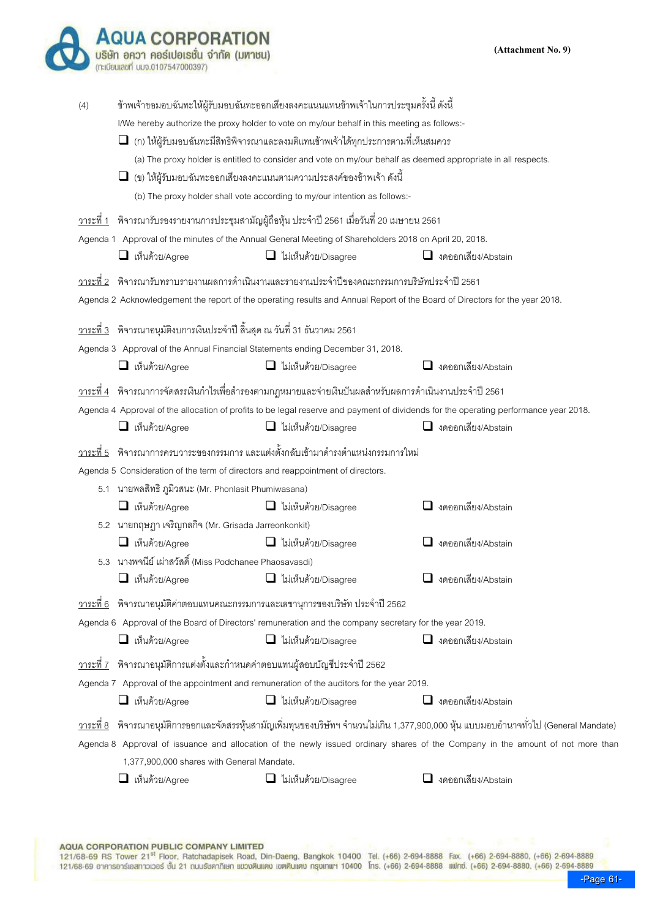(Attachment No. 9)

(4) ข้าพเจ้าขอมอบฉันทะให้ผู้รับมอบฉันทะออกเสียงลงคะแนนแทนข้าพเจ้าในการประชุมครั้งนี้ ดังนี้

I/We hereby authorize the proxy holder to vote on my/our behalf in this meeting as follows:-

❑ (ก) ให้ผู้รับมอบฉันทะมีสิทธิพิจารณาและลงมติแทนข้าพเจ้าได้ทุกประการตามที่เห็นสมควร

(a) The proxy holder is entitled to consider and vote on my/our behalf as deemed appropriate in all respects.

❑ (ข) ให้ผู้รับมอบฉันทะออกเสียงลงคะแนนตามความประสงค์ของข้าพเจ้า ดังนี้

(b) The proxy holder shall vote according to my/our intention as follows:-

<u>วาระที่ 1</u> พิจารณารับรองรายงานการประชุมสามัญผู้ถือหุ้น ประจำปี 2561 เมื่อวันที่ 20 เมษายน 2561

Agenda 1 Approval of the minutes of the Annual General Meeting of Shareholders 2018 on April 20, 2018.

❑ เห็นด้วย/Agree ❑ ไม่เห็นด้วย/Disagree ❑ งดออกเสียง/Abstain

<u>วาระที่ 2</u> พิจารณารับทราบรายงานผลการดำเนินงานและรายงานประจำปีของคณะกรรมการบริษัทประจำปี 2561

Agenda 2 Acknowledgement the report of the operating results and Annual Report of the Board of Directors for the year 2018.

<u>วาระที่ 3</u> พิจารณาอนุมัติงบการเงินประจำปี สิ้นสุด ณ วันที่ 31 ธันวาคม 2561

Agenda 3 Approval of the Annual Financial Statements ending December 31, 2018.

❑ เห็นด้วย/Agree ❑ ไม่เห็นด้วย/Disagree ❑ งดออกเสียง/Abstain

<u>วาระที่ 4</u> พิจารณาการจัดสรรเงินกำไรเพื่อสำรองตามกฎหมายและจ่ายเงินปันผลสำหรับผลการดำเนินงานประจำปี 2561

Agenda 4 Approval of the allocation of profits to be legal reserve and payment of dividends for the operating performance year 2018.

❑ เห็นด้วย/Agree ❑ ไม่เห็นด้วย/Disagree ❑ งดออกเสียง/Abstain

<u>วาระที่ 5</u> พิจารณาการครบวาระของกรรมการ และแต่งตั้งกลับเข้ามาดำรงตำแหน่งกรรมการใหม่

Agenda 5 Consideration of the term of directors and reappointment of directors.

5.1 นายพลสิทธิ ภูมิวสนะ (Mr. Phonlasit Phumiwasana)

❑ เห็นด้วย/Agree ❑ ไม่เห็นด้วย/Disagree ❑ งดออกเสียง/Abstain

5.2 นายกฤษฎา เจริญกลกิจ (Mr. Grisada Jarreonkonkit)

❑ เห็นด้วย/Agree ❑ ไม่เห็นด้วย/Disagree ❑ งดออกเสียง/Abstain

5.3 นางพจนีย์ เผ่าสวัสดิ์ (Miss Podchanee Phaosavasdi)

❑ เห็นด้วย/Agree ❑ ไม่เห็นด้วย/Disagree ❑ งดออกเสียง/Abstain

<u>วาระที่ 6</u> พิจารณาอนุมัติค่าตอบแทนคณะกรรมการและเลขานุการของบริษัท ประจำปี 2562

Agenda 6 Approval of the Board of Directors' remuneration and the company secretary for the year 2019.

❑ เห็นด้วย/Agree ❑ ไม่เห็นด้วย/Disagree ❑ งดออกเสียง/Abstain

<u>วาระที่ 7</u> พิจารณาอนุมัติการแต่งตั้งและกำหนดค่าตอบแทนผู้สอบบัญชีประจำปี 2562

Agenda 7 Approval of the appointment and remuneration of the auditors for the year 2019.

❑ เห็นด้วย/Agree ❑ ไม่เห็นด้วย/Disagree ❑ งดออกเสียง/Abstain

<u>วาระที่ 8</u> พิจารณาอนุมัติการออกและจัดสรรหุ้นสามัญเพิ่มทุนของบริษัทฯ จำนวนไม่เกิน 1,377,900,000 หุ้น แบบมอบอำนาจทั่วไป (General Mandate)

Agenda 8 Approval of issuance and allocation of the newly issued ordinary shares of the Company in the amount of not more than 1,377,900,000 shares with General Mandate.

❑ เห็นด้วย/Agree ❑ ไม่เห็นด้วย/Disagree ❑ งดออกเสียง/Abstain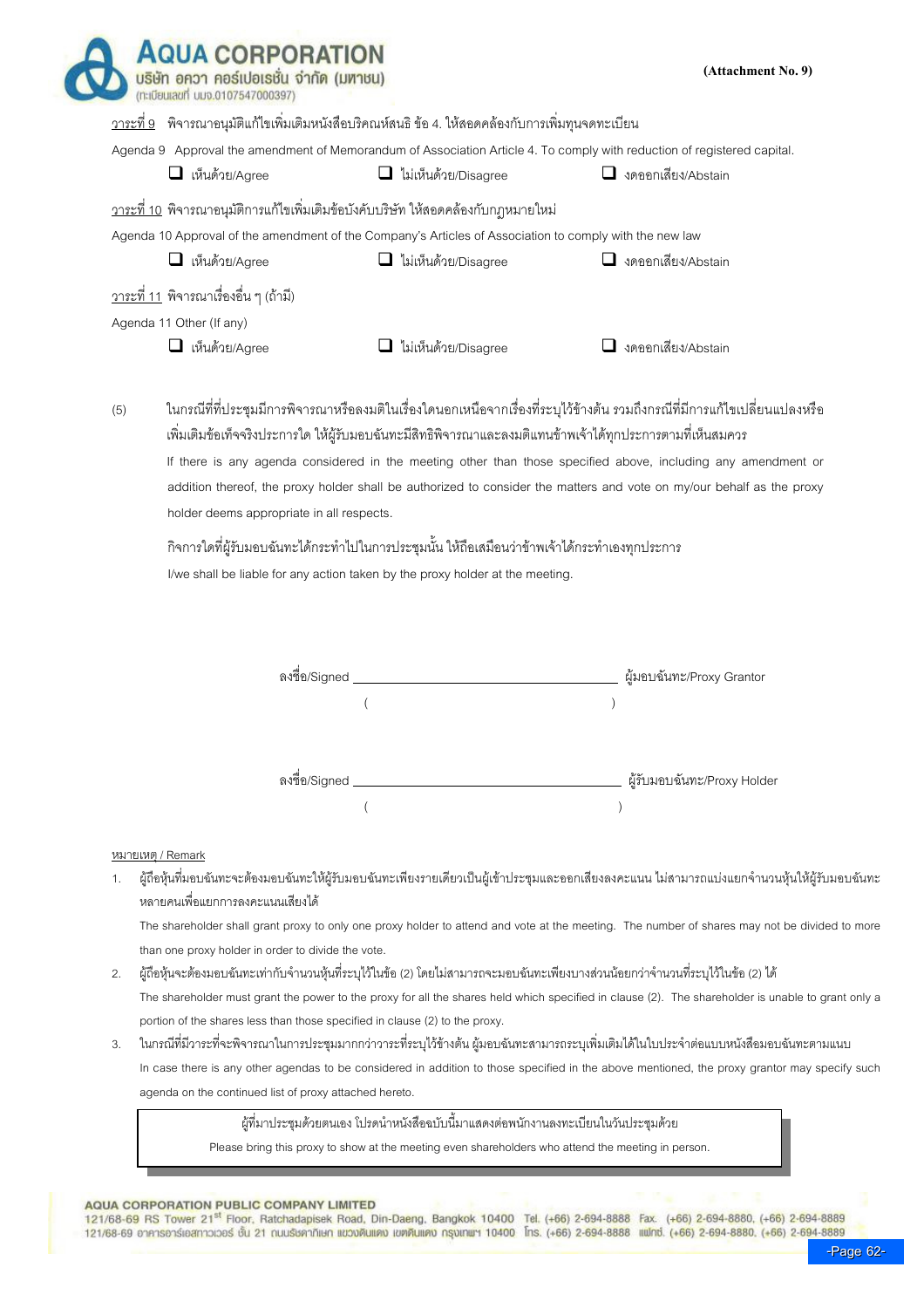(Attachment No. 9)

วาระที่ 9 พิจารณาอนุมัติแก้ไขเพิ่มเติมหนังสือบริคณห์สนธิ ข้อ 4. ให้สอดคล้องกับการเพิ่มทุนจดทะเบียน

Agenda 9 Approval the amendment of Memorandum of Association Article 4. To comply with reduction of registered capital.

❑ เห็นด้วย/Agree ❑ ไม่เห็นด้วย/Disagree ❑ งดออกเสียง/Abstain

วาระที่ 10 พิจารณาอนุมัติการแก้ไขเพิ่มเติมข้อบังคับบริษัท ให้สอดคล้องกับกฎหมายใหม่

Agenda 10 Approval of the amendment of the Company's Articles of Association to comply with the new law

❑ เห็นด้วย/Agree ❑ ไม่เห็นด้วย/Disagree ❑ งดออกเสียง/Abstain

วาระที่ 11 พิจารณาเรื่องอื่น ๆ (ถ้ามี)

Agenda 11 Other (If any)

❑ เห็นด้วย/Agree ❑ ไม่เห็นด้วย/Disagree ❑ งดออกเสียง/Abstain

(5) ในกรณีที่ที่ประชุมมีการพิจารณาหรือลงมติในเรื่องใดนอกเหนือจากเรื่องที่ระบุไว้ข้างต้น รวมถึงกรณีที่มีการแก้ไขเปลี่ยนแปลงหรือเพิ่มเติมข้อเท็จจริงประการใด ให้ผู้รับมอบฉันทะมีสิทธิพิจารณาและลงมติแทนข้าพเจ้าได้ทุกประการตามที่เห็นสมควร

If there is any agenda considered in the meeting other than those specified above, including any amendment or addition thereof, the proxy holder shall be authorized to consider the matters and vote on my/our behalf as the proxy holder deems appropriate in all respects.

กิจการใดที่ผู้รับมอบฉันทะได้กระทำไปในการประชุมนั้น ให้ถือเสมือนว่าข้าพเจ้าได้กระทำเองทุกประการ

I/we shall be liable for any action taken by the proxy holder at the meeting.

ลงชื่อ/Signed ______________________________ ผู้มอบฉันทะ/Proxy Grantor

( )

ลงชื่อ/Signed ______________________________ ผู้รับมอบฉันทะ/Proxy Holder

( )

หมายเหตุ / Remark

1. ผู้ถือหุ้นที่มอบฉันทะจะต้องมอบฉันทะให้ผู้รับมอบฉันทะเพียงรายเดียวเป็นผู้เข้าประชุมและออกเสียงลงคะแนน ไม่สามารถแบ่งแยกจำนวนหุ้นให้ผู้รับมอบฉันทะหลายคนเพื่อแยกการลงคะแนนเสียงได้

   The shareholder shall grant proxy to only one proxy holder to attend and vote at the meeting. The number of shares may not be divided to more than one proxy holder in order to divide the vote.

2. ผู้ถือหุ้นจะต้องมอบฉันทะเท่ากับจำนวนหุ้นที่ระบุไว้ในข้อ (2) โดยไม่สามารถจะมอบฉันทะเพียงบางส่วนน้อยกว่าจำนวนที่ระบุไว้ในข้อ (2) ได้

   The shareholder must grant the power to the proxy for all the shares held which specified in clause (2). The shareholder is unable to grant only a portion of the shares less than those specified in clause (2) to the proxy.

3. ในกรณีที่มีวาระที่จะพิจารณาในการประชุมมากกว่าวาระที่ระบุไว้ข้างต้น ผู้มอบฉันทะสามารถระบุเพิ่มเติมได้ในใบประจำต่อแบบหนังสือมอบฉันทะตามแนบ

   In case there is any other agendas to be considered in addition to those specified in the above mentioned, the proxy grantor may specify such agenda on the continued list of proxy attached hereto.

ผู้ที่มาประชุมด้วยตนเอง โปรดนำหนังสือฉบับนี้มาแสดงต่อพนักงานลงทะเบียนในวันประชุมด้วย

Please bring this proxy to show at the meeting even shareholders who attend the meeting in person.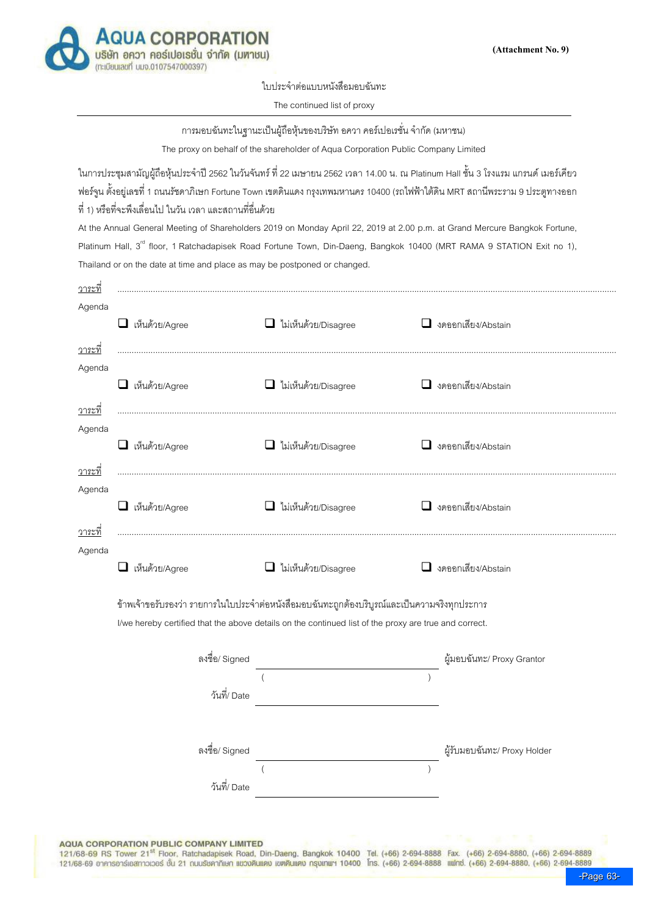**AQUA CORPORATION**
บริษัท อควา คอร์เปอเรชั่น จำกัด (มหาชน)
(ทะเบียนเลขที่ บมจ.0107547000397)

**(Attachment No. 9)**

ใบประจำต่อแบบหนังสือมอบฉันทะ

The continued list of proxy

---

การมอบฉันทะในฐานะเป็นผู้ถือหุ้นของบริษัท อควา คอร์เปอเรชั่น จำกัด (มหาชน)

The proxy on behalf of the shareholder of Aqua Corporation Public Company Limited

ในการประชุมสามัญผู้ถือหุ้นประจำปี 2562 ในวันจันทร์ ที่ 22 เมษายน 2562 เวลา 14.00 น. ณ Platinum Hall ชั้น 3 โรงแรม แกรนด์ เมอร์เคียว ฟอร์จูน ตั้งอยู่เลขที่ 1 ถนนรัชดาภิเษก Fortune Town เขตดินแดง กรุงเทพมหานคร 10400 (รถไฟฟ้าใต้ดิน MRT สถานีพระราม 9 ประตูทางออก ที่ 1) หรือที่จะพึงเลื่อนไป ในวัน เวลา และสถานที่อื่นด้วย

At the Annual General Meeting of Shareholders 2019 on Monday April 22, 2019 at 2.00 p.m. at Grand Mercure Bangkok Fortune, Platinum Hall, 3rd floor, 1 Ratchadapisek Road Fortune Town, Din-Daeng, Bangkok 10400 (MRT RAMA 9 STATION Exit no 1), Thailand or on the date at time and place as may be postponed or changed.

วาระที่ ..........................................................................................................................................
Agenda
☐ เห็นด้วย/Agree ☐ ไม่เห็นด้วย/Disagree ☐ งดออกเสียง/Abstain

วาระที่ ..........................................................................................................................................
Agenda
☐ เห็นด้วย/Agree ☐ ไม่เห็นด้วย/Disagree ☐ งดออกเสียง/Abstain

วาระที่ ..........................................................................................................................................
Agenda
☐ เห็นด้วย/Agree ☐ ไม่เห็นด้วย/Disagree ☐ งดออกเสียง/Abstain

วาระที่ ..........................................................................................................................................
Agenda
☐ เห็นด้วย/Agree ☐ ไม่เห็นด้วย/Disagree ☐ งดออกเสียง/Abstain

วาระที่ ..........................................................................................................................................
Agenda
☐ เห็นด้วย/Agree ☐ ไม่เห็นด้วย/Disagree ☐ งดออกเสียง/Abstain

ข้าพเจ้าขอรับรองว่า รายการในใบประจำต่อหนังสือมอบฉันทะถูกต้องบริบูรณ์และเป็นความจริงทุกประการ

I/we hereby certified that the above details on the continued list of the proxy are true and correct.

ลงชื่อ/ Signed ______________________________ ผู้มอบฉันทะ/ Proxy Grantor
( )
วันที่/ Date ______________________________

ลงชื่อ/ Signed ______________________________ ผู้รับมอบฉันทะ/ Proxy Holder
( )
วันที่/ Date ______________________________

**AQUA CORPORATION PUBLIC COMPANY LIMITED**
121/68-69 RS Tower 21st Floor, Ratchadapisek Road, Din-Daeng, Bangkok 10400 Tel. (+66) 2-694-8888 Fax. (+66) 2-694-8880, (+66) 2-694-8889
121/68-69 อาคารอาร์เอสทาวเวอร์ ชั้น 21 ถนนรัชดาภิเษก แขวงดินแดง เขตดินแดง กรุงเทพฯ 10400 โทร. (+66) 2-694-8888 แฟกซ์. (+66) 2-694-8880, (+66) 2-694-8889